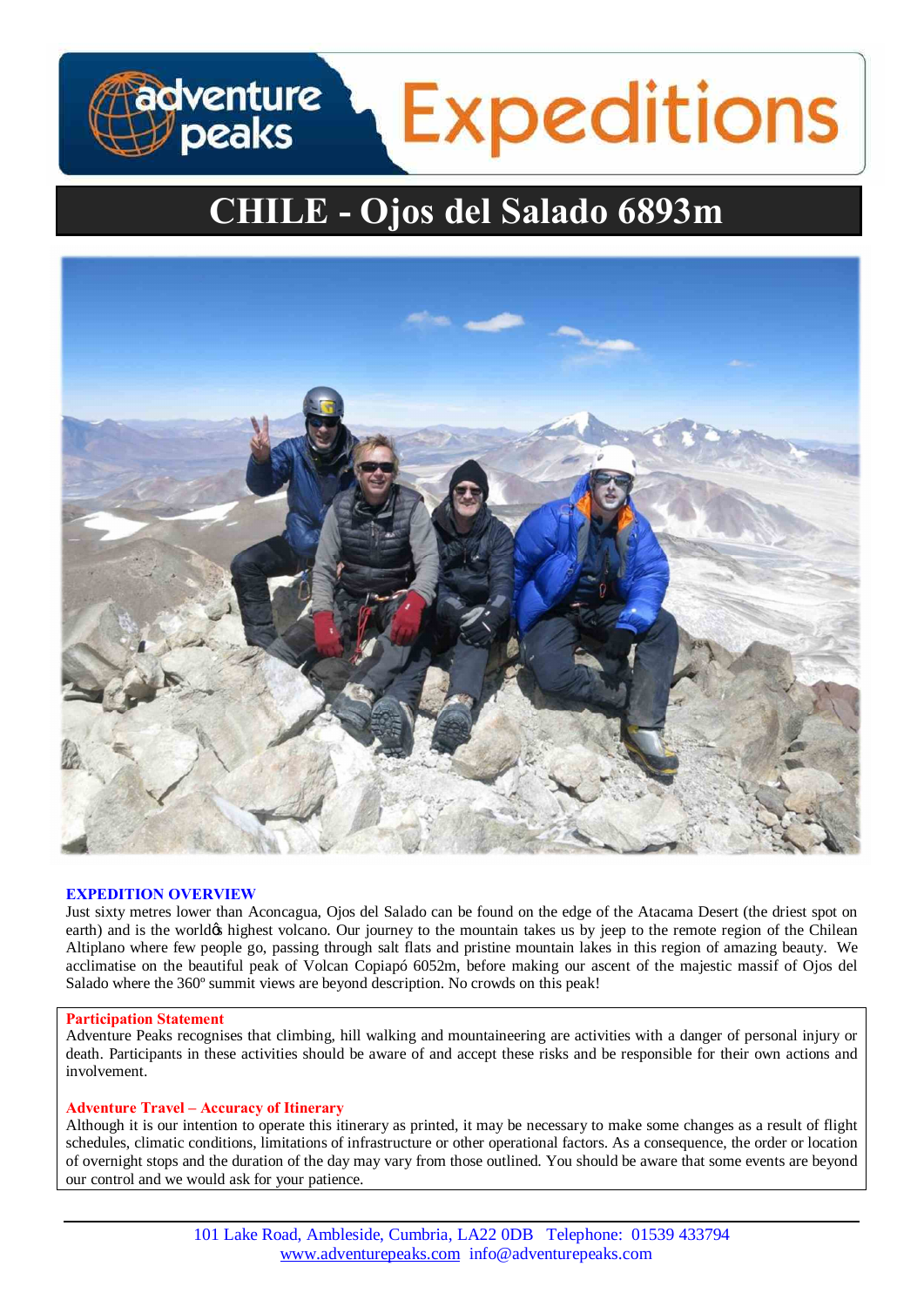# CHILE - Ojos del Salado 6893m

## EXPEDITION OVERVIEW

Just sixty metres lower than Aconcagua, Ojos del Salado can be found on the edge of the Atacama Desert (the driest spot on earth) and is the world's highest volcano. Our journey to the mountain takes us by jeep to the remote region of the Chilean Altiplano where few people go, passing through salt flats and pristine mountain lakes in this region of amazing beauty. We acclimatise on the beautiful peak of Volcan Copiapó 6052m, before making our ascent of the majestic massif of Ojos del Salado where the 360º summit views are beyond description. No crowds on this peak!

**Participation Statement**

Adventure Peaks recognises that climbing, hill walking and mountaineering are activities with a danger of personal injury or death. Participants in these activities should be aware of and accept these risks and be responsible for their own actions and involvement.

**Adventure Travel – Accuracy of Itinerary**

Although it is our intention to operate this itinerary as printed, it may be necessary to make some changes as a result of flight schedules, climatic conditions, limitations of infrastructure or other operational factors. As a consequence, the order or location of overnight stops and the duration of the day may vary from those outlined. You should be aware that some events are beyond our control and we would ask for your patience.

101 Lake Road, Ambleside, Cumbria, LA22 0DB Telephone: 01539 433794
www.adventurepeaks.com info@adventurepeaks.com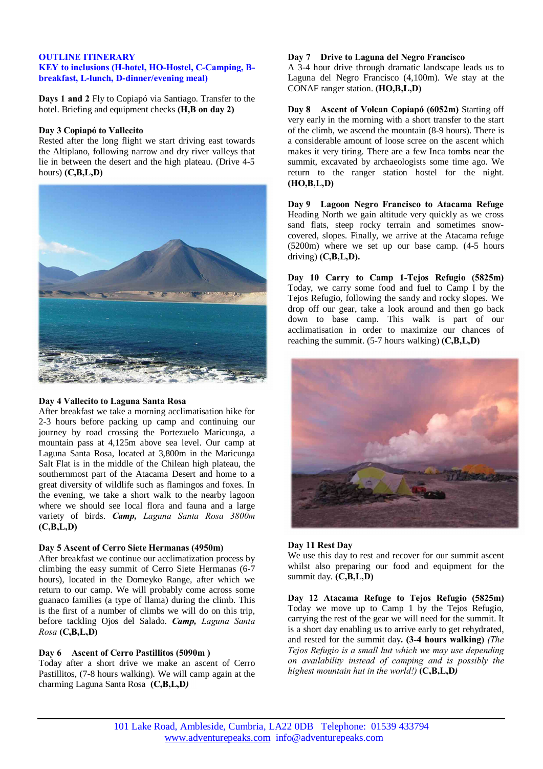**OUTLINE ITINERARY**

**KEY to inclusions (H-hotel, HO-Hostel, C-Camping, B-breakfast, L-lunch, D-dinner/evening meal)**

**Days 1 and 2** Fly to Copiapó via Santiago. Transfer to the hotel. Briefing and equipment checks **(H,B on day 2)**

**Day 3 Copiapó to Vallecito**

Rested after the long flight we start driving east towards the Altiplano, following narrow and dry river valleys that lie in between the desert and the high plateau. (Drive 4-5 hours) **(C,B,L,D)**

**Day 4 Vallecito to Laguna Santa Rosa**

After breakfast we take a morning acclimatisation hike for 2-3 hours before packing up camp and continuing our journey by road crossing the Portezuelo Maricunga, a mountain pass at 4,125m above sea level. Our camp at Laguna Santa Rosa, located at 3,800m in the Maricunga Salt Flat is in the middle of the Chilean high plateau, the southernmost part of the Atacama Desert and home to a great diversity of wildlife such as flamingos and foxes. In the evening, we take a short walk to the nearby lagoon where we should see local flora and fauna and a large variety of birds. ***Camp,*** *Laguna Santa Rosa 3800m* **(C,B,L,D)**

**Day 5 Ascent of Cerro Siete Hermanas (4950m)**

After breakfast we continue our acclimatization process by climbing the easy summit of Cerro Siete Hermanas (6-7 hours), located in the Domeyko Range, after which we return to our camp. We will probably come across some guanaco families (a type of llama) during the climb. This is the first of a number of climbs we will do on this trip, before tackling Ojos del Salado. ***Camp,*** *Laguna Santa Rosa* **(C,B,L,D)**

**Day 6 Ascent of Cerro Pastillitos (5090m )**

Today after a short drive we make an ascent of Cerro Pastillitos, (7-8 hours walking). We will camp again at the charming Laguna Santa Rosa **(C,B,L,D)**

**Day 7 Drive to Laguna del Negro Francisco**

A 3-4 hour drive through dramatic landscape leads us to Laguna del Negro Francisco (4,100m). We stay at the CONAF ranger station. **(HO,B,L,D)**

**Day 8 Ascent of Volcan Copiapó (6052m)** Starting off very early in the morning with a short transfer to the start of the climb, we ascend the mountain (8-9 hours). There is a considerable amount of loose scree on the ascent which makes it very tiring. There are a few Inca tombs near the summit, excavated by archaeologists some time ago. We return to the ranger station hostel for the night. **(HO,B,L,D)**

**Day 9 Lagoon Negro Francisco to Atacama Refuge**

Heading North we gain altitude very quickly as we cross sand flats, steep rocky terrain and sometimes snow-covered, slopes. Finally, we arrive at the Atacama refuge (5200m) where we set up our base camp. (4-5 hours driving) **(C,B,L,D).**

**Day 10 Carry to Camp 1-Tejos Refugio (5825m)**

Today, we carry some food and fuel to Camp I by the Tejos Refugio, following the sandy and rocky slopes. We drop off our gear, take a look around and then go back down to base camp. This walk is part of our acclimatisation in order to maximize our chances of reaching the summit. (5-7 hours walking) **(C,B,L,D)**

**Day 11 Rest Day**

We use this day to rest and recover for our summit ascent whilst also preparing our food and equipment for the summit day. **(C,B,L,D)**

**Day 12 Atacama Refuge to Tejos Refugio (5825m)**

Today we move up to Camp 1 by the Tejos Refugio, carrying the rest of the gear we will need for the summit. It is a short day enabling us to arrive early to get rehydrated, and rested for the summit day**. (3-4 hours walking)** *(The Tejos Refugio is a small hut which we may use depending on availability instead of camping and is possibly the highest mountain hut in the world!)* **(C,B,L,D)**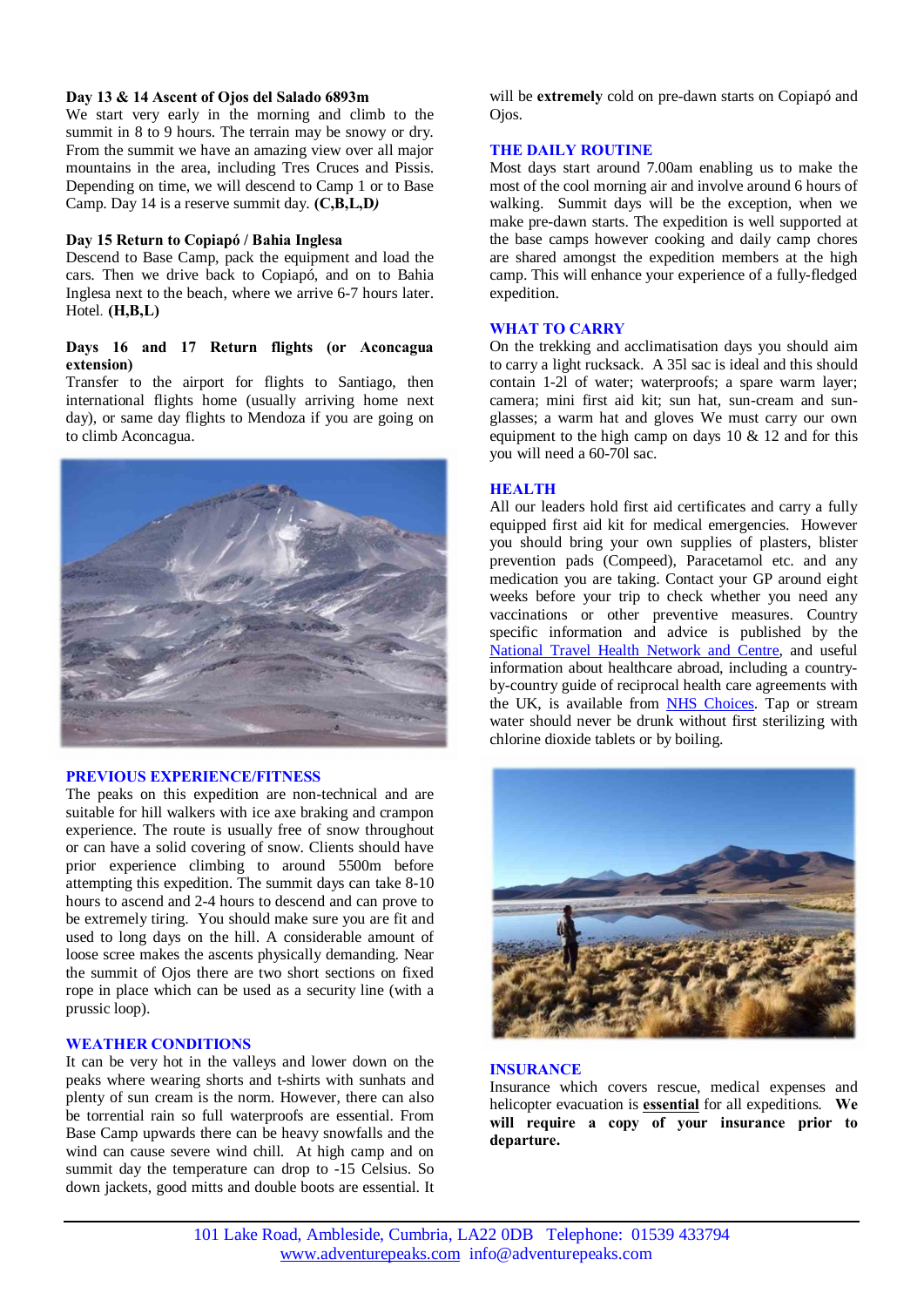**Day 13 & 14 Ascent of Ojos del Salado 6893m**
We start very early in the morning and climb to the summit in 8 to 9 hours. The terrain may be snowy or dry. From the summit we have an amazing view over all major mountains in the area, including Tres Cruces and Pissis. Depending on time, we will descend to Camp 1 or to Base Camp. Day 14 is a reserve summit day. **(C,B,L,D)**

**Day 15 Return to Copiapó / Bahia Inglesa**
Descend to Base Camp, pack the equipment and load the cars. Then we drive back to Copiapó, and on to Bahia Inglesa next to the beach, where we arrive 6-7 hours later. Hotel. **(H,B,L)**

**Days 16 and 17 Return flights (or Aconcagua extension)**
Transfer to the airport for flights to Santiago, then international flights home (usually arriving home next day), or same day flights to Mendoza if you are going on to climb Aconcagua.

## PREVIOUS EXPERIENCE/FITNESS

The peaks on this expedition are non-technical and are suitable for hill walkers with ice axe braking and crampon experience. The route is usually free of snow throughout or can have a solid covering of snow. Clients should have prior experience climbing to around 5500m before attempting this expedition. The summit days can take 8-10 hours to ascend and 2-4 hours to descend and can prove to be extremely tiring. You should make sure you are fit and used to long days on the hill. A considerable amount of loose scree makes the ascents physically demanding. Near the summit of Ojos there are two short sections on fixed rope in place which can be used as a security line (with a prussic loop).

## WEATHER CONDITIONS

It can be very hot in the valleys and lower down on the peaks where wearing shorts and t-shirts with sunhats and plenty of sun cream is the norm. However, there can also be torrential rain so full waterproofs are essential. From Base Camp upwards there can be heavy snowfalls and the wind can cause severe wind chill. At high camp and on summit day the temperature can drop to -15 Celsius. So down jackets, good mitts and double boots are essential. It will be **extremely** cold on pre-dawn starts on Copiapó and Ojos.

## THE DAILY ROUTINE

Most days start around 7.00am enabling us to make the most of the cool morning air and involve around 6 hours of walking. Summit days will be the exception, when we make pre-dawn starts. The expedition is well supported at the base camps however cooking and daily camp chores are shared amongst the expedition members at the high camp. This will enhance your experience of a fully-fledged expedition.

## WHAT TO CARRY

On the trekking and acclimatisation days you should aim to carry a light rucksack. A 35l sac is ideal and this should contain 1-2l of water; waterproofs; a spare warm layer; camera; mini first aid kit; sun hat, sun-cream and sun-glasses; a warm hat and gloves We must carry our own equipment to the high camp on days 10 & 12 and for this you will need a 60-70l sac.

## HEALTH

All our leaders hold first aid certificates and carry a fully equipped first aid kit for medical emergencies. However you should bring your own supplies of plasters, blister prevention pads (Compeed), Paracetamol etc. and any medication you are taking. Contact your GP around eight weeks before your trip to check whether you need any vaccinations or other preventive measures. Country specific information and advice is published by the National Travel Health Network and Centre, and useful information about healthcare abroad, including a country-by-country guide of reciprocal health care agreements with the UK, is available from NHS Choices. Tap or stream water should never be drunk without first sterilizing with chlorine dioxide tablets or by boiling.

## INSURANCE

Insurance which covers rescue, medical expenses and helicopter evacuation is **essential** for all expeditions. **We will require a copy of your insurance prior to departure.**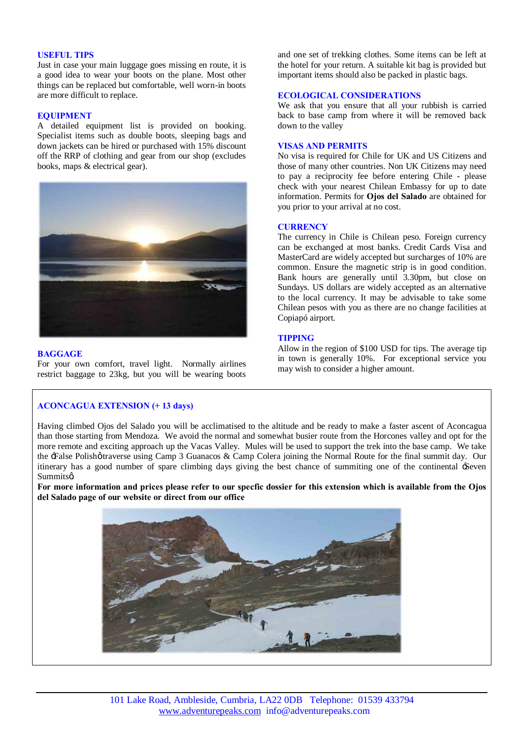## USEFUL TIPS

Just in case your main luggage goes missing en route, it is a good idea to wear your boots on the plane. Most other things can be replaced but comfortable, well worn-in boots are more difficult to replace.

## EQUIPMENT

A detailed equipment list is provided on booking. Specialist items such as double boots, sleeping bags and down jackets can be hired or purchased with 15% discount off the RRP of clothing and gear from our shop (excludes books, maps & electrical gear).

## BAGGAGE

For your own comfort, travel light. Normally airlines restrict baggage to 23kg, but you will be wearing boots and one set of trekking clothes. Some items can be left at the hotel for your return. A suitable kit bag is provided but important items should also be packed in plastic bags.

## ECOLOGICAL CONSIDERATIONS

We ask that you ensure that all your rubbish is carried back to base camp from where it will be removed back down to the valley

## VISAS AND PERMITS

No visa is required for Chile for UK and US Citizens and those of many other countries. Non UK Citizens may need to pay a reciprocity fee before entering Chile - please check with your nearest Chilean Embassy for up to date information. Permits for **Ojos del Salado** are obtained for you prior to your arrival at no cost.

## CURRENCY

The currency in Chile is Chilean peso. Foreign currency can be exchanged at most banks. Credit Cards Visa and MasterCard are widely accepted but surcharges of 10% are common. Ensure the magnetic strip is in good condition. Bank hours are generally until 3.30pm, but close on Sundays. US dollars are widely accepted as an alternative to the local currency. It may be advisable to take some Chilean pesos with you as there are no change facilities at Copiapó airport.

## TIPPING

Allow in the region of $100 USD for tips. The average tip in town is generally 10%. For exceptional service you may wish to consider a higher amount.

## ACONCAGUA EXTENSION (+ 13 days)

Having climbed Ojos del Salado you will be acclimatised to the altitude and be ready to make a faster ascent of Aconcagua than those starting from Mendoza. We avoid the normal and somewhat busier route from the Horcones valley and opt for the more remote and exciting approach up the Vacas Valley. Mules will be used to support the trek into the base camp. We take the 'False Polish' traverse using Camp 3 Guanacos & Camp Colera joining the Normal Route for the final summit day. Our itinerary has a good number of spare climbing days giving the best chance of summiting one of the continental 'Seven Summits'.

**For more information and prices please refer to our specfic dossier for this extension which is available from the Ojos del Salado page of our website or direct from our office**

101 Lake Road, Ambleside, Cumbria, LA22 0DB Telephone: 01539 433794
www.adventurepeaks.com info@adventurepeaks.com